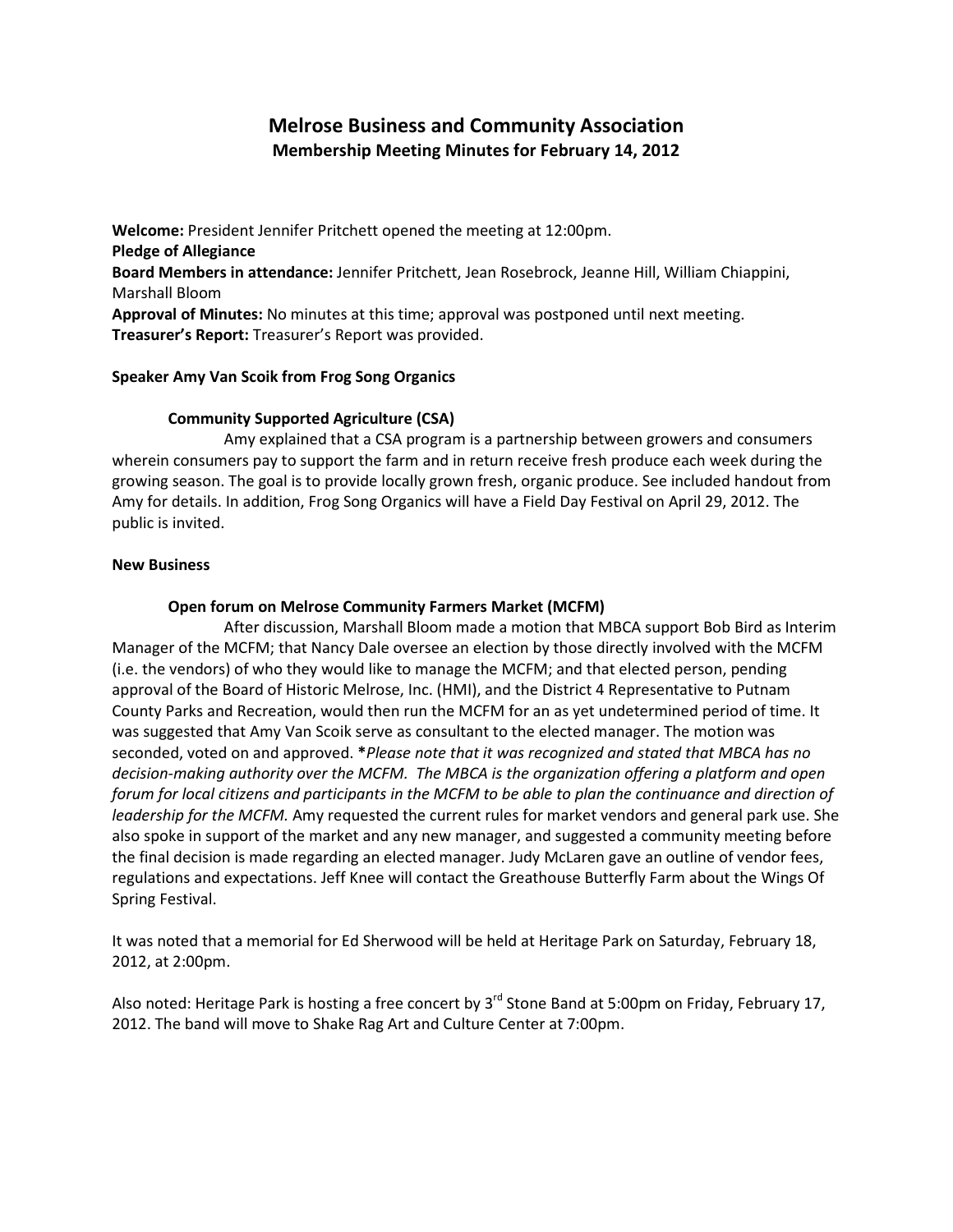# Melrose Business and Community Association

## Membership Meeting Minutes for February 14, 2012

**Welcome:** President Jennifer Pritchett opened the meeting at 12:00pm.
**Pledge of Allegiance**
**Board Members in attendance:** Jennifer Pritchett, Jean Rosebrock, Jeanne Hill, William Chiappini, Marshall Bloom
**Approval of Minutes:** No minutes at this time; approval was postponed until next meeting.
**Treasurer's Report:** Treasurer's Report was provided.

### Speaker Amy Van Scoik from Frog Song Organics

#### Community Supported Agriculture (CSA)

Amy explained that a CSA program is a partnership between growers and consumers wherein consumers pay to support the farm and in return receive fresh produce each week during the growing season. The goal is to provide locally grown fresh, organic produce. See included handout from Amy for details. In addition, Frog Song Organics will have a Field Day Festival on April 29, 2012. The public is invited.

### New Business

#### Open forum on Melrose Community Farmers Market (MCFM)

After discussion, Marshall Bloom made a motion that MBCA support Bob Bird as Interim Manager of the MCFM; that Nancy Dale oversee an election by those directly involved with the MCFM (i.e. the vendors) of who they would like to manage the MCFM; and that elected person, pending approval of the Board of Historic Melrose, Inc. (HMI), and the District 4 Representative to Putnam County Parks and Recreation, would then run the MCFM for an as yet undetermined period of time. It was suggested that Amy Van Scoik serve as consultant to the elected manager. The motion was seconded, voted on and approved. ***Please note that it was recognized and stated that MBCA has no decision-making authority over the MCFM. The MBCA is the organization offering a platform and open forum for local citizens and participants in the MCFM to be able to plan the continuance and direction of leadership for the MCFM.*** Amy requested the current rules for market vendors and general park use. She also spoke in support of the market and any new manager, and suggested a community meeting before the final decision is made regarding an elected manager. Judy McLaren gave an outline of vendor fees, regulations and expectations. Jeff Knee will contact the Greathouse Butterfly Farm about the Wings Of Spring Festival.

It was noted that a memorial for Ed Sherwood will be held at Heritage Park on Saturday, February 18, 2012, at 2:00pm.

Also noted: Heritage Park is hosting a free concert by 3rd Stone Band at 5:00pm on Friday, February 17, 2012. The band will move to Shake Rag Art and Culture Center at 7:00pm.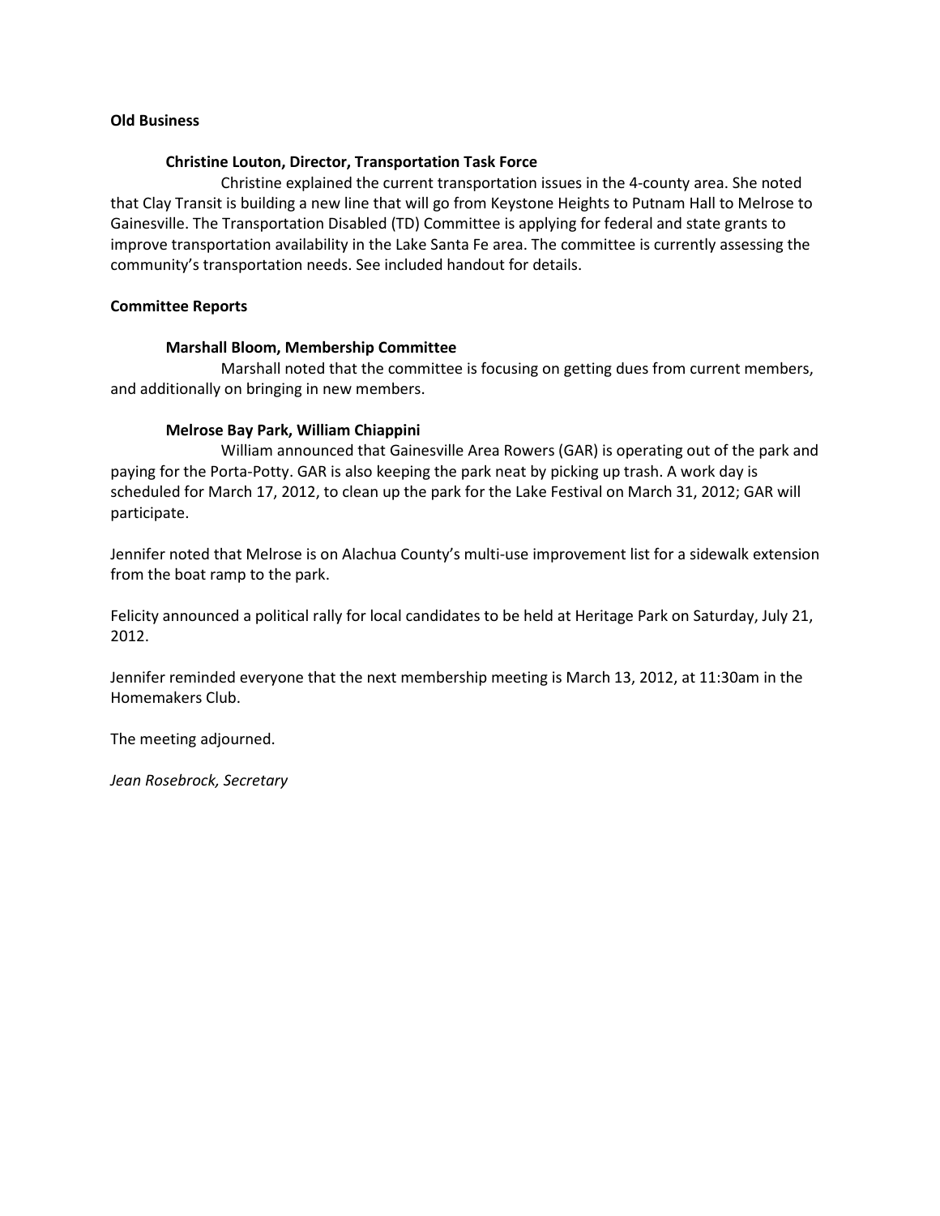**Old Business**

**Christine Louton, Director, Transportation Task Force**

Christine explained the current transportation issues in the 4-county area. She noted that Clay Transit is building a new line that will go from Keystone Heights to Putnam Hall to Melrose to Gainesville. The Transportation Disabled (TD) Committee is applying for federal and state grants to improve transportation availability in the Lake Santa Fe area. The committee is currently assessing the community's transportation needs. See included handout for details.

**Committee Reports**

**Marshall Bloom, Membership Committee**

Marshall noted that the committee is focusing on getting dues from current members, and additionally on bringing in new members.

**Melrose Bay Park, William Chiappini**

William announced that Gainesville Area Rowers (GAR) is operating out of the park and paying for the Porta-Potty. GAR is also keeping the park neat by picking up trash. A work day is scheduled for March 17, 2012, to clean up the park for the Lake Festival on March 31, 2012; GAR will participate.

Jennifer noted that Melrose is on Alachua County's multi-use improvement list for a sidewalk extension from the boat ramp to the park.

Felicity announced a political rally for local candidates to be held at Heritage Park on Saturday, July 21, 2012.

Jennifer reminded everyone that the next membership meeting is March 13, 2012, at 11:30am in the Homemakers Club.

The meeting adjourned.

*Jean Rosebrock, Secretary*